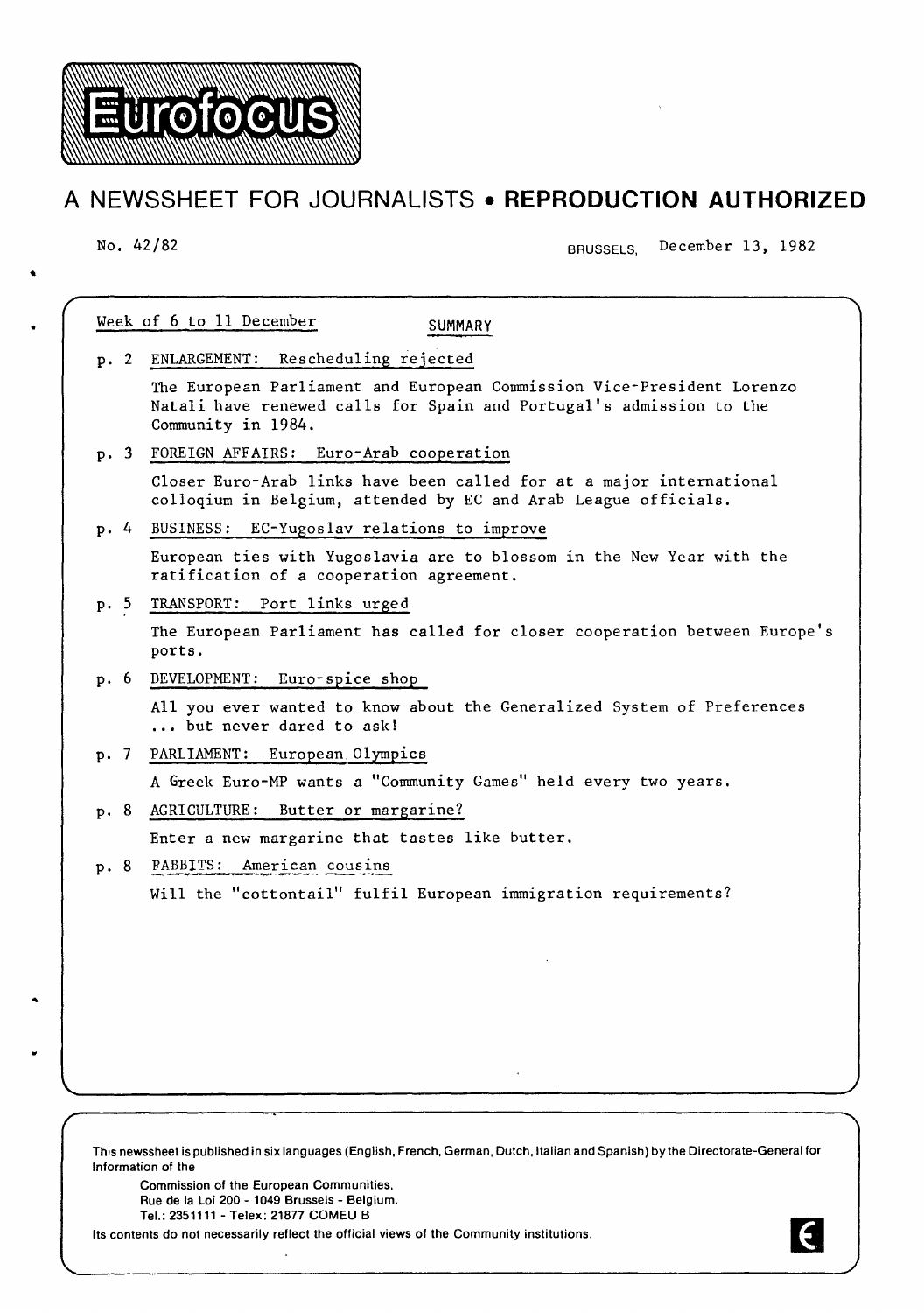# Eurofocus

## A NEWSSHEET FOR JOURNALISTS • REPRODUCTION AUTHORIZED

No. 42/82

BRUSSELS, December 13, 1982

Week of 6 to 11 December

### SUMMARY

p. 2 ENLARGEMENT: Rescheduling rejected

The European Parliament and European Commission Vice-President Lorenzo Natali have renewed calls for Spain and Portugal's admission to the Community in 1984.

p. 3 FOREIGN AFFAIRS: Euro-Arab cooperation

Closer Euro-Arab links have been called for at a major international coloqium in Belgium, attended by EC and Arab League officials.

p. 4 BUSINESS: EC-Yugoslav relations to improve

European ties with Yugoslavia are to blossom in the New Year with the ratification of a cooperation agreement.

p. 5 TRANSPORT: Port links urged

The European Parliament has called for closer cooperation between Europe's ports.

p. 6 DEVELOPMENT: Euro-spice shop

All you ever wanted to know about the Generalized System of Preferences ... but never dared to ask!

p. 7 PARLIAMENT: European Olympics

A Greek Euro-MP wants a "Community Games" held every two years.

p. 8 AGRICULTURE: Butter or margarine?

Enter a new margarine that tastes like butter.

p. 8 RABBITS: American cousins

Will the "cottontail" fulfil European immigration requirements?

This newssheet is published in six languages (English, French, German, Dutch, Italian and Spanish) by the Directorate-General for Information of the

Commission of the European Communities,
Rue de la Loi 200 - 1049 Brussels - Belgium.
Tel.: 2351111 - Telex: 21877 COMEU B

Its contents do not necessarily reflect the official views of the Community institutions.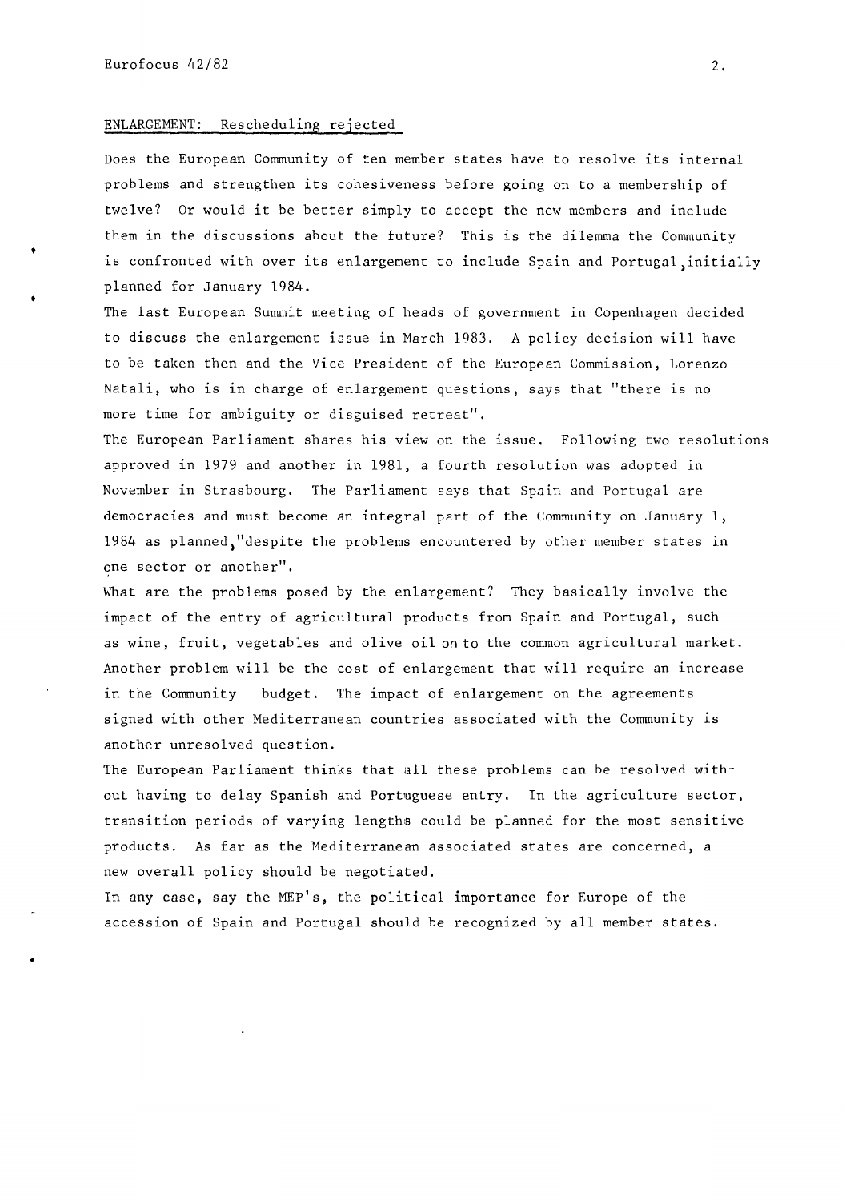## ENLARGEMENT: Rescheduling rejected

Does the European Community of ten member states have to resolve its internal problems and strengthen its cohesiveness before going on to a membership of twelve? Or would it be better simply to accept the new members and include them in the discussions about the future? This is the dilemma the Community is confronted with over its enlargement to include Spain and Portugal, initially planned for January 1984.

The last European Summit meeting of heads of government in Copenhagen decided to discuss the enlargement issue in March 1983. A policy decision will have to be taken then and the Vice President of the European Commission, Lorenzo Natali, who is in charge of enlargement questions, says that "there is no more time for ambiguity or disguised retreat".

The European Parliament shares his view on the issue. Following two resolutions approved in 1979 and another in 1981, a fourth resolution was adopted in November in Strasbourg. The Parliament says that Spain and Portugal are democracies and must become an integral part of the Community on January 1, 1984 as planned, "despite the problems encountered by other member states in one sector or another".

What are the problems posed by the enlargement? They basically involve the impact of the entry of agricultural products from Spain and Portugal, such as wine, fruit, vegetables and olive oil on to the common agricultural market. Another problem will be the cost of enlargement that will require an increase in the Community budget. The impact of enlargement on the agreements signed with other Mediterranean countries associated with the Community is another unresolved question.

The European Parliament thinks that all these problems can be resolved without having to delay Spanish and Portuguese entry. In the agriculture sector, transition periods of varying lengths could be planned for the most sensitive products. As far as the Mediterranean associated states are concerned, a new overall policy should be negotiated.

In any case, say the MEP's, the political importance for Europe of the accession of Spain and Portugal should be recognized by all member states.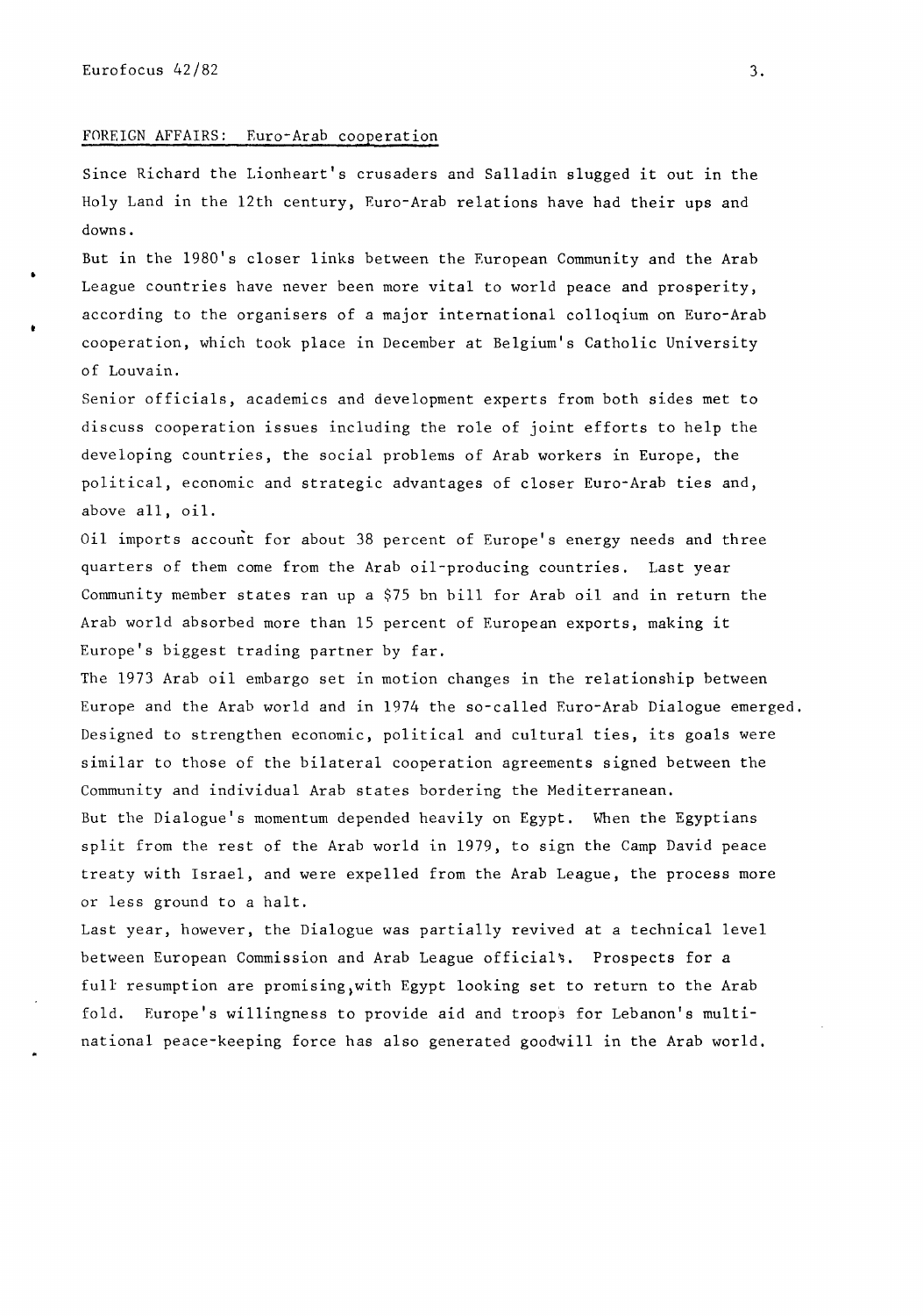## FOREIGN AFFAIRS: Euro-Arab cooperation

Since Richard the Lionheart's crusaders and Salladin slugged it out in the Holy Land in the 12th century, Euro-Arab relations have had their ups and downs.

But in the 1980's closer links between the European Community and the Arab League countries have never been more vital to world peace and prosperity, according to the organisers of a major international colloqium on Euro-Arab cooperation, which took place in December at Belgium's Catholic University of Louvain.

Senior officials, academics and development experts from both sides met to discuss cooperation issues including the role of joint efforts to help the developing countries, the social problems of Arab workers in Europe, the political, economic and strategic advantages of closer Euro-Arab ties and, above all, oil.

Oil imports account for about 38 percent of Europe's energy needs and three quarters of them come from the Arab oil-producing countries. Last year Community member states ran up a $75 bn bill for Arab oil and in return the Arab world absorbed more than 15 percent of European exports, making it Europe's biggest trading partner by far.

The 1973 Arab oil embargo set in motion changes in the relationship between Europe and the Arab world and in 1974 the so-called Euro-Arab Dialogue emerged. Designed to strengthen economic, political and cultural ties, its goals were similar to those of the bilateral cooperation agreements signed between the Community and individual Arab states bordering the Mediterranean.

But the Dialogue's momentum depended heavily on Egypt. When the Egyptians split from the rest of the Arab world in 1979, to sign the Camp David peace treaty with Israel, and were expelled from the Arab League, the process more or less ground to a halt.

Last year, however, the Dialogue was partially revived at a technical level between European Commission and Arab League officials. Prospects for a full resumption are promising, with Egypt looking set to return to the Arab fold. Europe's willingness to provide aid and troops for Lebanon's multinational peace-keeping force has also generated goodwill in the Arab world.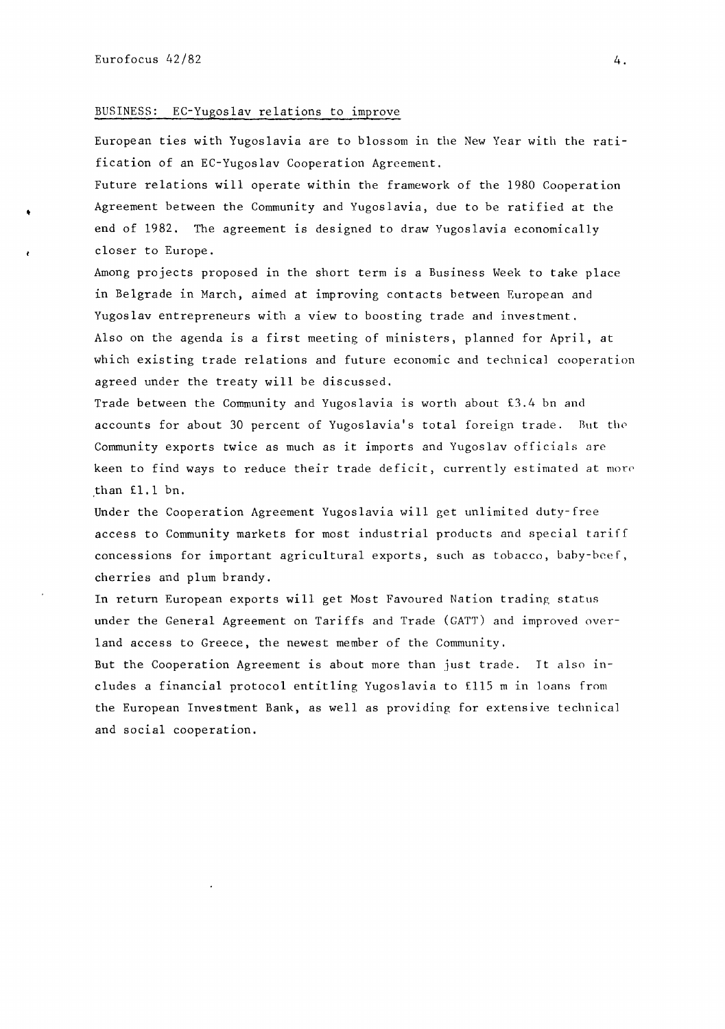## BUSINESS: EC-Yugoslav relations to improve

European ties with Yugoslavia are to blossom in the New Year with the ratification of an EC-Yugoslav Cooperation Agreement.

Future relations will operate within the framework of the 1980 Cooperation Agreement between the Community and Yugoslavia, due to be ratified at the end of 1982. The agreement is designed to draw Yugoslavia economically closer to Europe.

Among projects proposed in the short term is a Business Week to take place in Belgrade in March, aimed at improving contacts between European and Yugoslav entrepreneurs with a view to boosting trade and investment.

Also on the agenda is a first meeting of ministers, planned for April, at which existing trade relations and future economic and technical cooperation agreed under the treaty will be discussed.

Trade between the Community and Yugoslavia is worth about £3.4 bn and accounts for about 30 percent of Yugoslavia's total foreign trade. But the Community exports twice as much as it imports and Yugoslav officials are keen to find ways to reduce their trade deficit, currently estimated at more than £1.1 bn.

Under the Cooperation Agreement Yugoslavia will get unlimited duty-free access to Community markets for most industrial products and special tariff concessions for important agricultural exports, such as tobacco, baby-beef, cherries and plum brandy.

In return European exports will get Most Favoured Nation trading status under the General Agreement on Tariffs and Trade (GATT) and improved overland access to Greece, the newest member of the Community.

But the Cooperation Agreement is about more than just trade. It also includes a financial protocol entitling Yugoslavia to £115 m in loans from the European Investment Bank, as well as providing for extensive technical and social cooperation.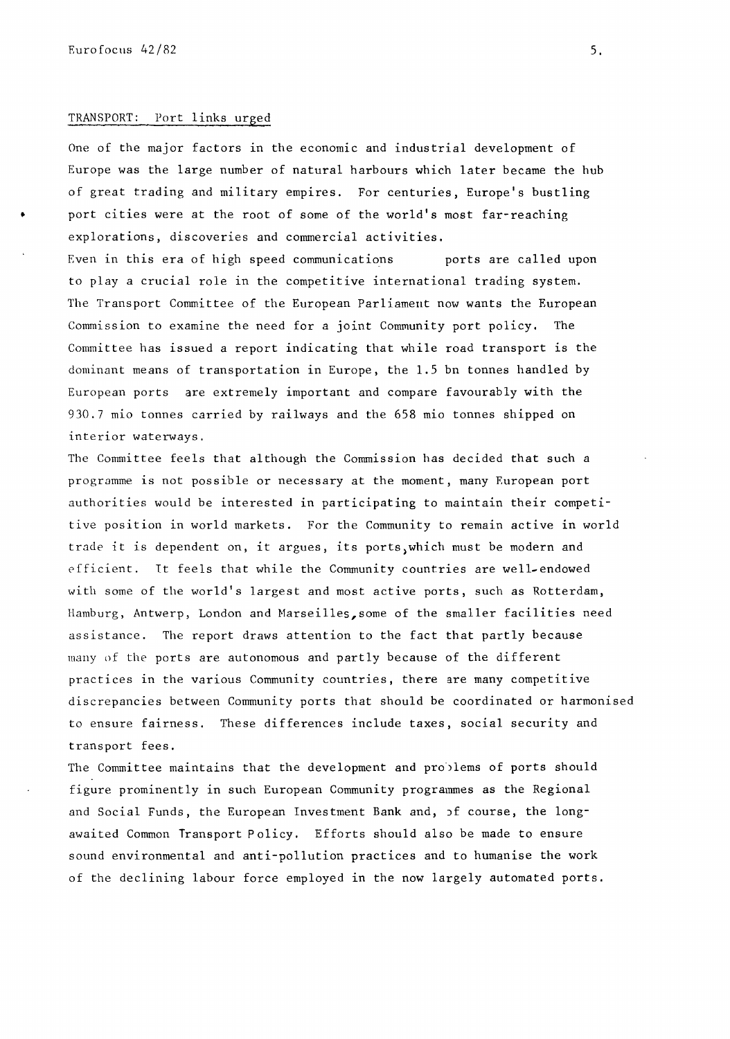## TRANSPORT: Port links urged

One of the major factors in the economic and industrial development of Europe was the large number of natural harbours which later became the hub of great trading and military empires. For centuries, Europe's bustling port cities were at the root of some of the world's most far-reaching explorations, discoveries and commercial activities.

Even in this era of high speed communications ports are called upon to play a crucial role in the competitive international trading system. The Transport Committee of the European Parliament now wants the European Commission to examine the need for a joint Community port policy. The Committee has issued a report indicating that while road transport is the dominant means of transportation in Europe, the 1.5 bn tonnes handled by European ports are extremely important and compare favourably with the 930.7 mio tonnes carried by railways and the 658 mio tonnes shipped on interior waterways.

The Committee feels that although the Commission has decided that such a programme is not possible or necessary at the moment, many European port authorities would be interested in participating to maintain their competitive position in world markets. For the Community to remain active in world trade it is dependent on, it argues, its ports, which must be modern and efficient. It feels that while the Community countries are well-endowed with some of the world's largest and most active ports, such as Rotterdam, Hamburg, Antwerp, London and Marseilles, some of the smaller facilities need assistance. The report draws attention to the fact that partly because many of the ports are autonomous and partly because of the different practices in the various Community countries, there are many competitive discrepancies between Community ports that should be coordinated or harmonised to ensure fairness. These differences include taxes, social security and transport fees.

The Committee maintains that the development and problems of ports should figure prominently in such European Community programmes as the Regional and Social Funds, the European Investment Bank and, of course, the long-awaited Common Transport Policy. Efforts should also be made to ensure sound environmental and anti-pollution practices and to humanise the work of the declining labour force employed in the now largely automated ports.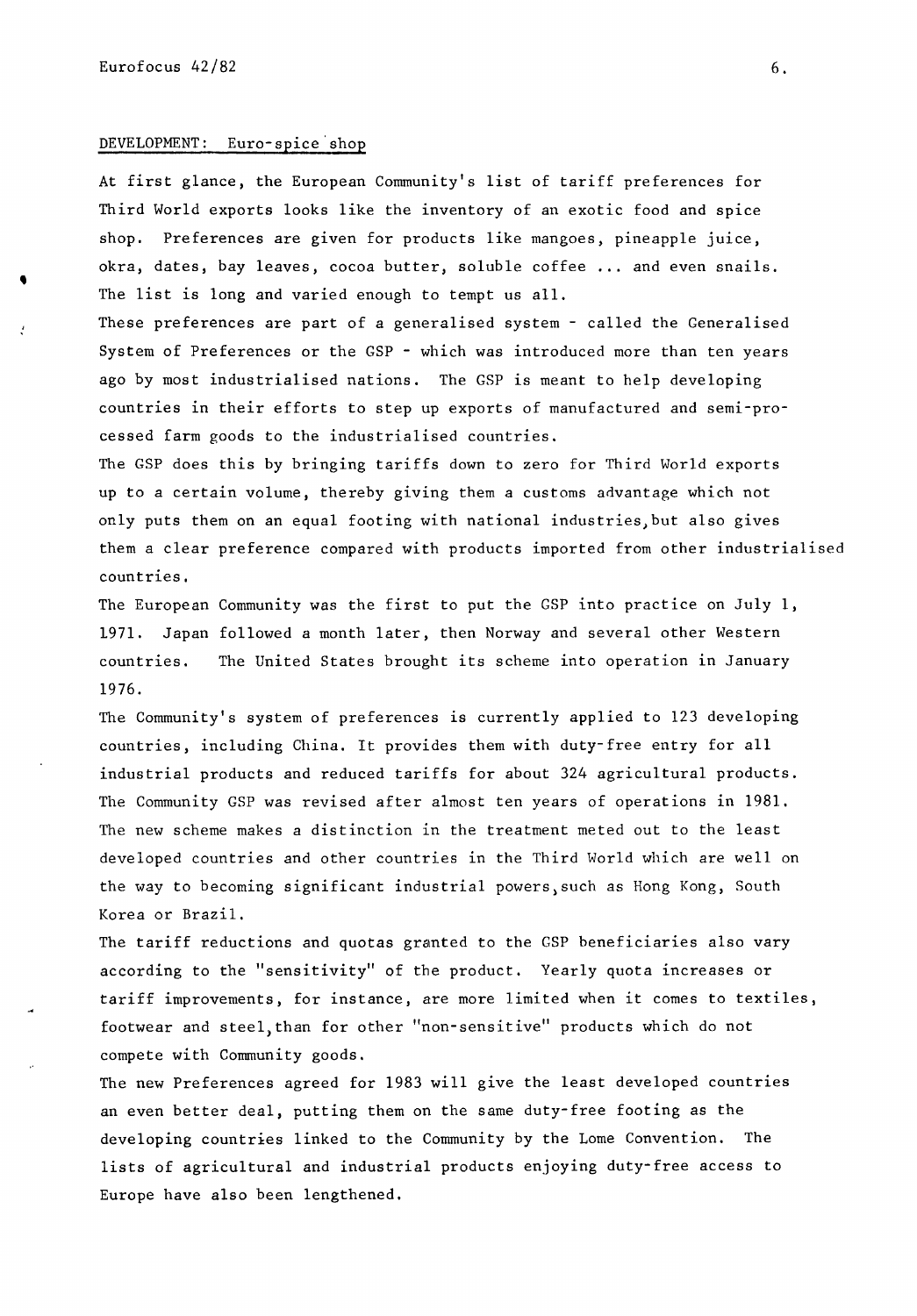## DEVELOPMENT: Euro-spice shop

At first glance, the European Community's list of tariff preferences for Third World exports looks like the inventory of an exotic food and spice shop. Preferences are given for products like mangoes, pineapple juice, okra, dates, bay leaves, cocoa butter, soluble coffee ... and even snails. The list is long and varied enough to tempt us all.

These preferences are part of a generalised system - called the Generalised System of Preferences or the GSP - which was introduced more than ten years ago by most industrialised nations. The GSP is meant to help developing countries in their efforts to step up exports of manufactured and semi-processed farm goods to the industrialised countries.

The GSP does this by bringing tariffs down to zero for Third World exports up to a certain volume, thereby giving them a customs advantage which not only puts them on an equal footing with national industries, but also gives them a clear preference compared with products imported from other industrialised countries.

The European Community was the first to put the GSP into practice on July 1, 1971. Japan followed a month later, then Norway and several other Western countries. The United States brought its scheme into operation in January 1976.

The Community's system of preferences is currently applied to 123 developing countries, including China. It provides them with duty-free entry for all industrial products and reduced tariffs for about 324 agricultural products. The Community GSP was revised after almost ten years of operations in 1981. The new scheme makes a distinction in the treatment meted out to the least developed countries and other countries in the Third World which are well on the way to becoming significant industrial powers, such as Hong Kong, South Korea or Brazil.

The tariff reductions and quotas granted to the GSP beneficiaries also vary according to the "sensitivity" of the product. Yearly quota increases or tariff improvements, for instance, are more limited when it comes to textiles, footwear and steel, than for other "non-sensitive" products which do not compete with Community goods.

The new Preferences agreed for 1983 will give the least developed countries an even better deal, putting them on the same duty-free footing as the developing countries linked to the Community by the Lome Convention. The lists of agricultural and industrial products enjoying duty-free access to Europe have also been lengthened.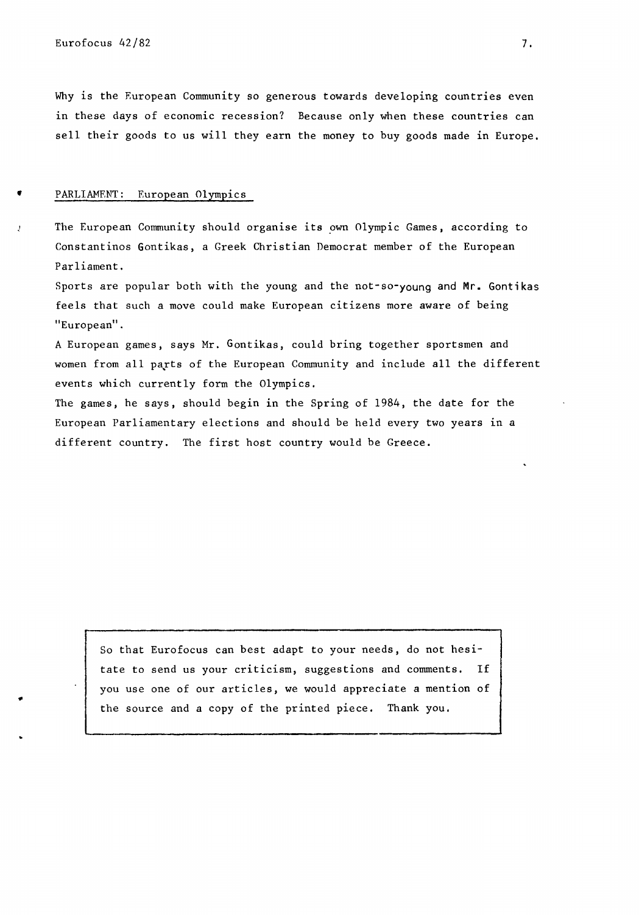Why is the European Community so generous towards developing countries even in these days of economic recession? Because only when these countries can sell their goods to us will they earn the money to buy goods made in Europe.

## PARLIAMENT: European Olympics

The European Community should organise its own Olympic Games, according to Constantinos Gontikas, a Greek Christian Democrat member of the European Parliament.

Sports are popular both with the young and the not-so-young and Mr. Gontikas feels that such a move could make European citizens more aware of being "European".

A European games, says Mr. Gontikas, could bring together sportsmen and women from all parts of the European Community and include all the different events which currently form the Olympics.

The games, he says, should begin in the Spring of 1984, the date for the European Parliamentary elections and should be held every two years in a different country. The first host country would be Greece.

> So that Eurofocus can best adapt to your needs, do not hesitate to send us your criticism, suggestions and comments. If you use one of our articles, we would appreciate a mention of the source and a copy of the printed piece. Thank you.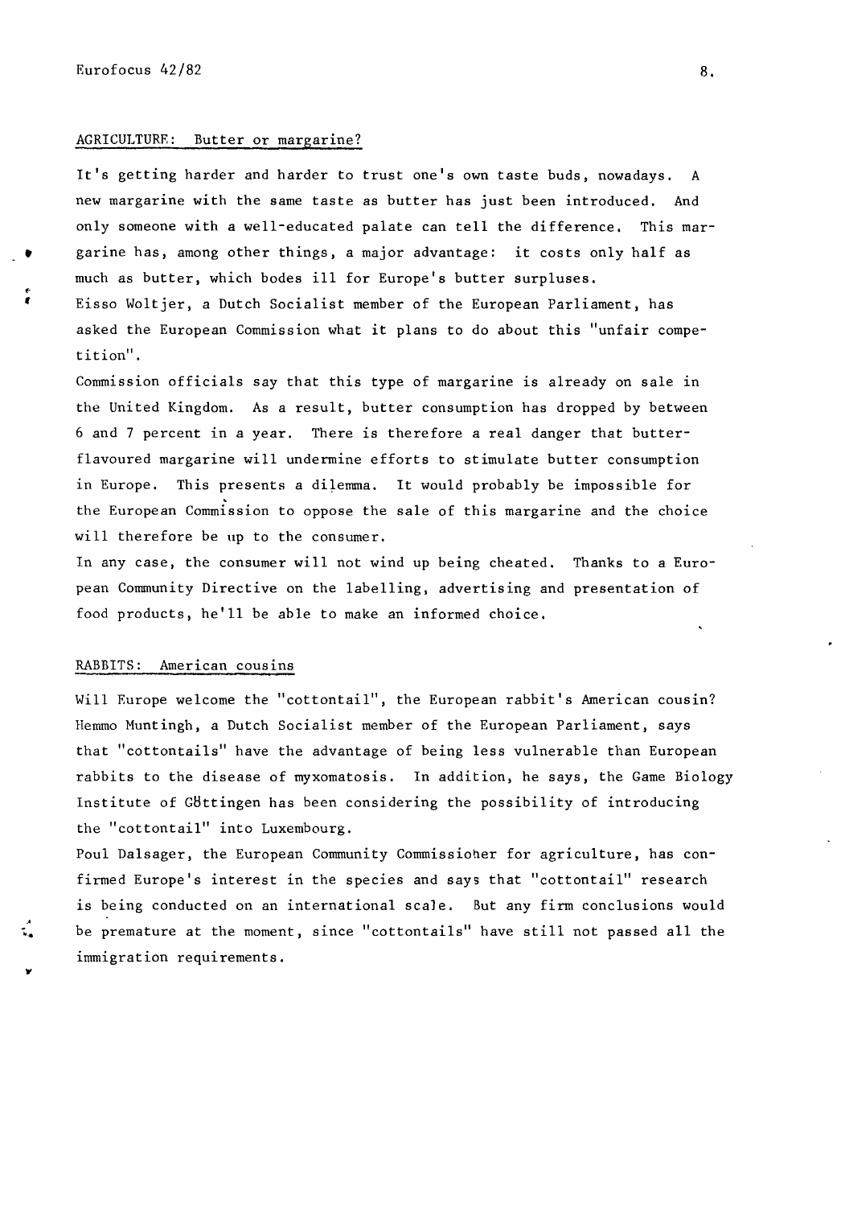## AGRICULTURE: Butter or margarine?

It's getting harder and harder to trust one's own taste buds, nowadays. A new margarine with the same taste as butter has just been introduced. And only someone with a well-educated palate can tell the difference. This margarine has, among other things, a major advantage: it costs only half as much as butter, which bodes ill for Europe's butter surpluses.

Eisso Woltjer, a Dutch Socialist member of the European Parliament, has asked the European Commission what it plans to do about this "unfair competition".

Commission officials say that this type of margarine is already on sale in the United Kingdom. As a result, butter consumption has dropped by between 6 and 7 percent in a year. There is therefore a real danger that butter-flavoured margarine will undermine efforts to stimulate butter consumption in Europe. This presents a dilemma. It would probably be impossible for the European Commission to oppose the sale of this margarine and the choice will therefore be up to the consumer.

In any case, the consumer will not wind up being cheated. Thanks to a European Community Directive on the labelling, advertising and presentation of food products, he'll be able to make an informed choice.

## RABBITS: American cousins

Will Europe welcome the "cottontail", the European rabbit's American cousin? Hemmo Muntingh, a Dutch Socialist member of the European Parliament, says that "cottontails" have the advantage of being less vulnerable than European rabbits to the disease of myxomatosis. In addition, he says, the Game Biology Institute of Göttingen has been considering the possibility of introducing the "cottontail" into Luxembourg.

Poul Dalsager, the European Community Commissioner for agriculture, has confirmed Europe's interest in the species and says that "cottontail" research is being conducted on an international scale. But any firm conclusions would be premature at the moment, since "cottontails" have still not passed all the immigration requirements.